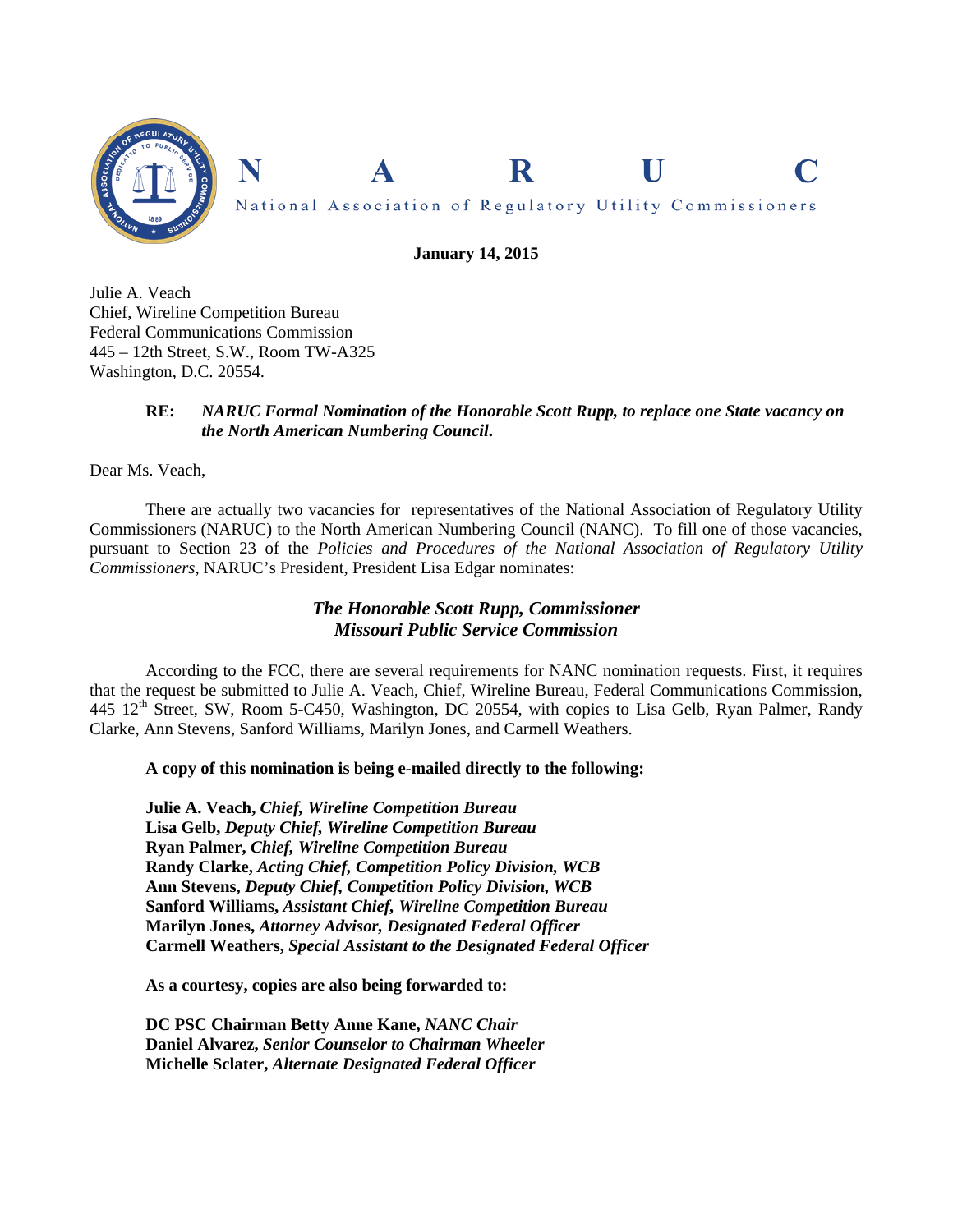# N A R U C

National Association of Regulatory Utility Commissioners

**January 14, 2015**

Julie A. Veach
Chief, Wireline Competition Bureau
Federal Communications Commission
445 – 12th Street, S.W., Room TW-A325
Washington, D.C. 20554.

**RE:** ***NARUC Formal Nomination of the Honorable Scott Rupp, to replace one State vacancy on the North American Numbering Council.***

Dear Ms. Veach,

There are actually two vacancies for representatives of the National Association of Regulatory Utility Commissioners (NARUC) to the North American Numbering Council (NANC). To fill one of those vacancies, pursuant to Section 23 of the *Policies and Procedures of the National Association of Regulatory Utility Commissioners*, NARUC's President, President Lisa Edgar nominates:

***The Honorable Scott Rupp, Commissioner***
***Missouri Public Service Commission***

According to the FCC, there are several requirements for NANC nomination requests. First, it requires that the request be submitted to Julie A. Veach, Chief, Wireline Bureau, Federal Communications Commission, 445 12th Street, SW, Room 5-C450, Washington, DC 20554, with copies to Lisa Gelb, Ryan Palmer, Randy Clarke, Ann Stevens, Sanford Williams, Marilyn Jones, and Carmell Weathers.

**A copy of this nomination is being e-mailed directly to the following:**

**Julie A. Veach,** ***Chief, Wireline Competition Bureau***
**Lisa Gelb,** ***Deputy Chief, Wireline Competition Bureau***
**Ryan Palmer,** ***Chief, Wireline Competition Bureau***
**Randy Clarke,** ***Acting Chief, Competition Policy Division, WCB***
**Ann Stevens,** ***Deputy Chief, Competition Policy Division, WCB***
**Sanford Williams,** ***Assistant Chief, Wireline Competition Bureau***
**Marilyn Jones,** ***Attorney Advisor, Designated Federal Officer***
**Carmell Weathers,** ***Special Assistant to the Designated Federal Officer***

**As a courtesy, copies are also being forwarded to:**

**DC PSC Chairman Betty Anne Kane,** ***NANC Chair***
**Daniel Alvarez,** ***Senior Counselor to Chairman Wheeler***
**Michelle Sclater,** ***Alternate Designated Federal Officer***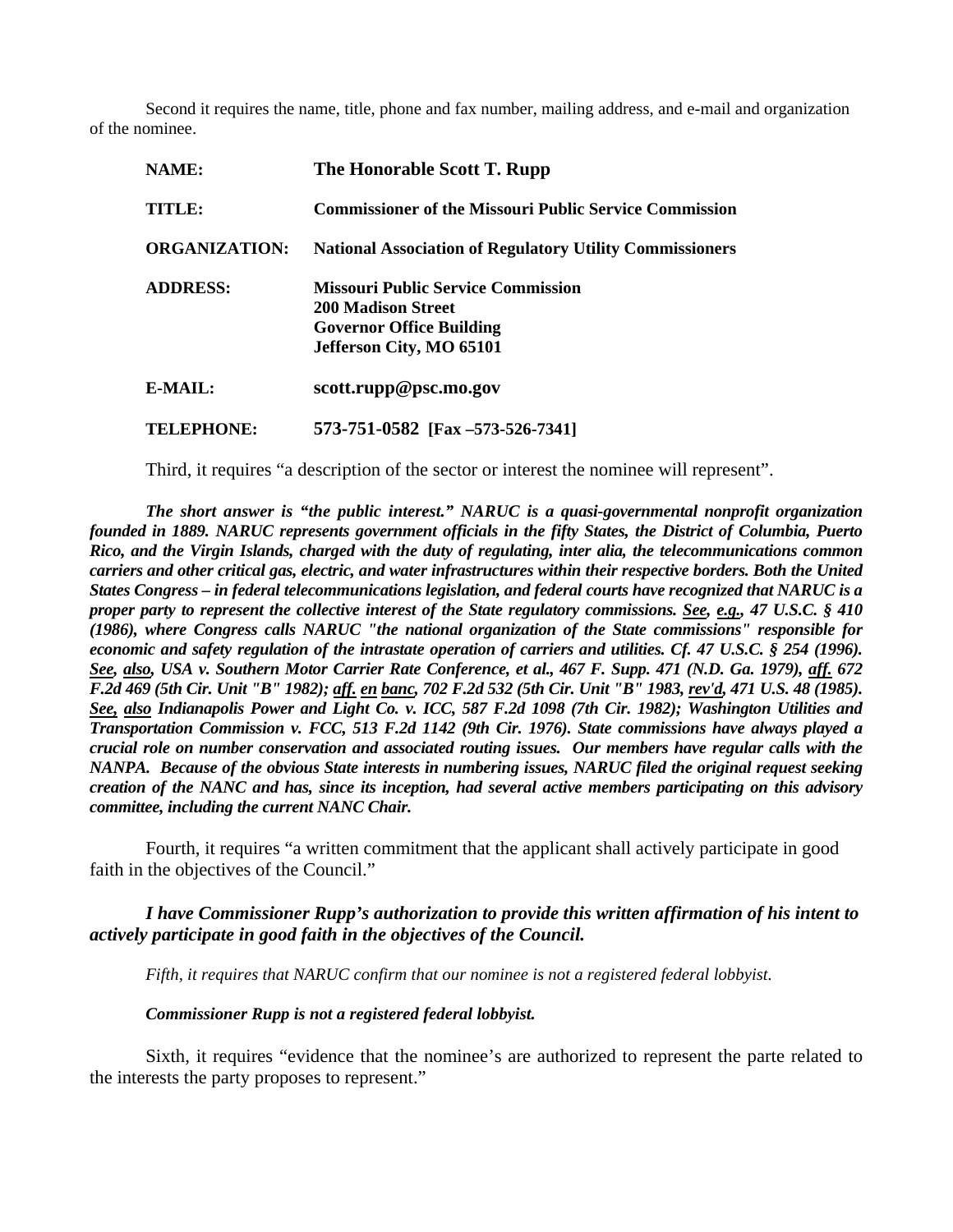Second it requires the name, title, phone and fax number, mailing address, and e-mail and organization of the nominee.

| | |
|---|---|
| **NAME:** | **The Honorable Scott T. Rupp** |
| **TITLE:** | **Commissioner of the Missouri Public Service Commission** |
| **ORGANIZATION:** | **National Association of Regulatory Utility Commissioners** |
| **ADDRESS:** | **Missouri Public Service Commission**<br>**200 Madison Street**<br>**Governor Office Building**<br>**Jefferson City, MO 65101** |
| **E-MAIL:** | **scott.rupp@psc.mo.gov** |
| **TELEPHONE:** | **573-751-0582 [Fax –573-526-7341]** |

Third, it requires "a description of the sector or interest the nominee will represent".

***The short answer is "the public interest." NARUC is a quasi-governmental nonprofit organization founded in 1889. NARUC represents government officials in the fifty States, the District of Columbia, Puerto Rico, and the Virgin Islands, charged with the duty of regulating, inter alia, the telecommunications common carriers and other critical gas, electric, and water infrastructures within their respective borders. Both the United States Congress – in federal telecommunications legislation, and federal courts have recognized that NARUC is a proper party to represent the collective interest of the State regulatory commissions. See, e.g., 47 U.S.C. § 410 (1986), where Congress calls NARUC "the national organization of the State commissions" responsible for economic and safety regulation of the intrastate operation of carriers and utilities. Cf. 47 U.S.C. § 254 (1996). See, also, USA v. Southern Motor Carrier Rate Conference, et al., 467 F. Supp. 471 (N.D. Ga. 1979), aff. 672 F.2d 469 (5th Cir. Unit "B" 1982); aff. en banc, 702 F.2d 532 (5th Cir. Unit "B" 1983, rev'd, 471 U.S. 48 (1985). See, also Indianapolis Power and Light Co. v. ICC, 587 F.2d 1098 (7th Cir. 1982); Washington Utilities and Transportation Commission v. FCC, 513 F.2d 1142 (9th Cir. 1976). State commissions have always played a crucial role on number conservation and associated routing issues. Our members have regular calls with the NANPA. Because of the obvious State interests in numbering issues, NARUC filed the original request seeking creation of the NANC and has, since its inception, had several active members participating on this advisory committee, including the current NANC Chair.***

Fourth, it requires "a written commitment that the applicant shall actively participate in good faith in the objectives of the Council."

***I have Commissioner Rupp's authorization to provide this written affirmation of his intent to actively participate in good faith in the objectives of the Council.***

*Fifth, it requires that NARUC confirm that our nominee is not a registered federal lobbyist.*

***Commissioner Rupp is not a registered federal lobbyist.***

Sixth, it requires "evidence that the nominee's are authorized to represent the parte related to the interests the party proposes to represent."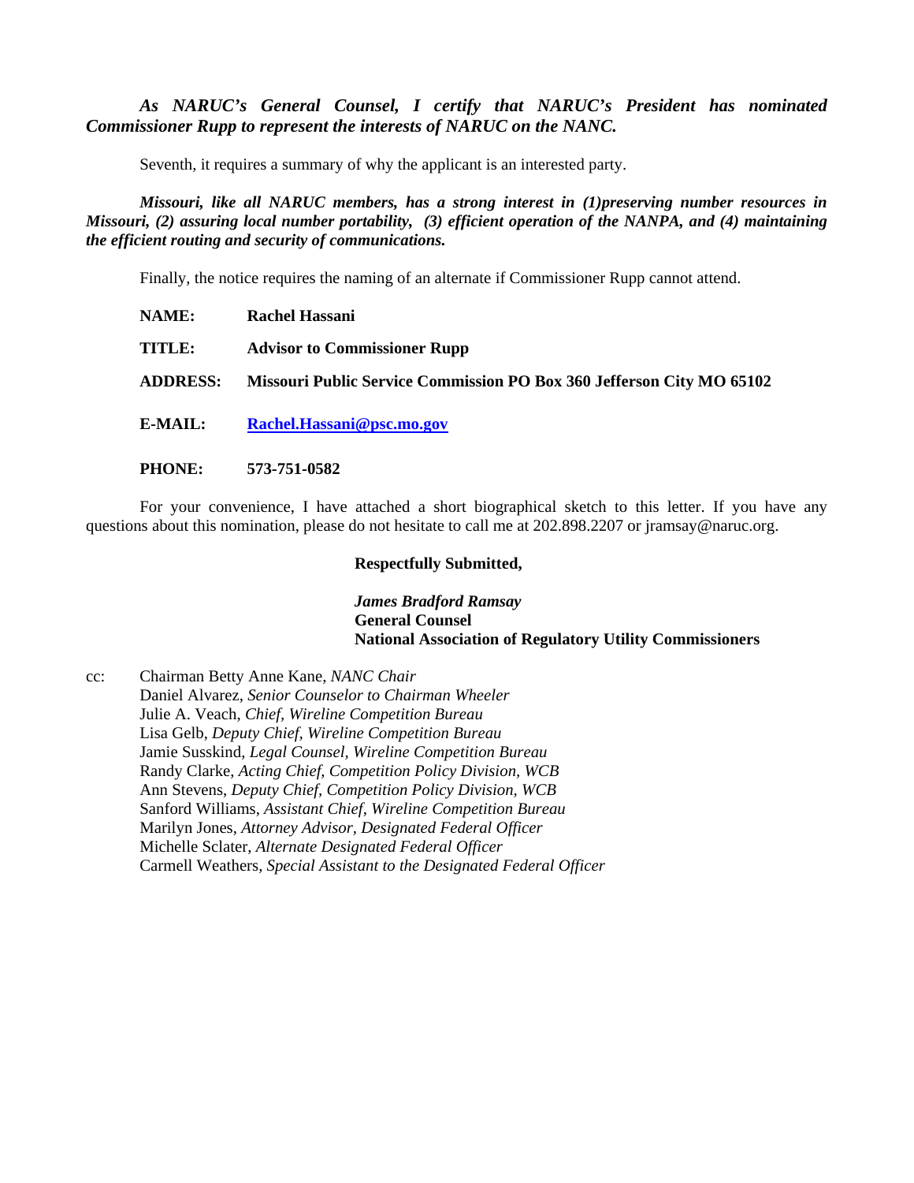***As NARUC's General Counsel, I certify that NARUC's President has nominated Commissioner Rupp to represent the interests of NARUC on the NANC.***

Seventh, it requires a summary of why the applicant is an interested party.

***Missouri, like all NARUC members, has a strong interest in (1)preserving number resources in Missouri, (2) assuring local number portability, (3) efficient operation of the NANPA, and (4) maintaining the efficient routing and security of communications.***

Finally, the notice requires the naming of an alternate if Commissioner Rupp cannot attend.

**NAME:** **Rachel Hassani**

**TITLE:** **Advisor to Commissioner Rupp**

**ADDRESS:** **Missouri Public Service Commission PO Box 360 Jefferson City MO 65102**

**E-MAIL:** **Rachel.Hassani@psc.mo.gov**

**PHONE:** **573-751-0582**

For your convenience, I have attached a short biographical sketch to this letter. If you have any questions about this nomination, please do not hesitate to call me at 202.898.2207 or jramsay@naruc.org.

**Respectfully Submitted,**

***James Bradford Ramsay***
**General Counsel**
**National Association of Regulatory Utility Commissioners**

cc: Chairman Betty Anne Kane, *NANC Chair*
Daniel Alvarez, *Senior Counselor to Chairman Wheeler*
Julie A. Veach, *Chief, Wireline Competition Bureau*
Lisa Gelb, *Deputy Chief, Wireline Competition Bureau*
Jamie Susskind, *Legal Counsel, Wireline Competition Bureau*
Randy Clarke, *Acting Chief, Competition Policy Division, WCB*
Ann Stevens, *Deputy Chief, Competition Policy Division, WCB*
Sanford Williams, *Assistant Chief, Wireline Competition Bureau*
Marilyn Jones, *Attorney Advisor, Designated Federal Officer*
Michelle Sclater, *Alternate Designated Federal Officer*
Carmell Weathers, *Special Assistant to the Designated Federal Officer*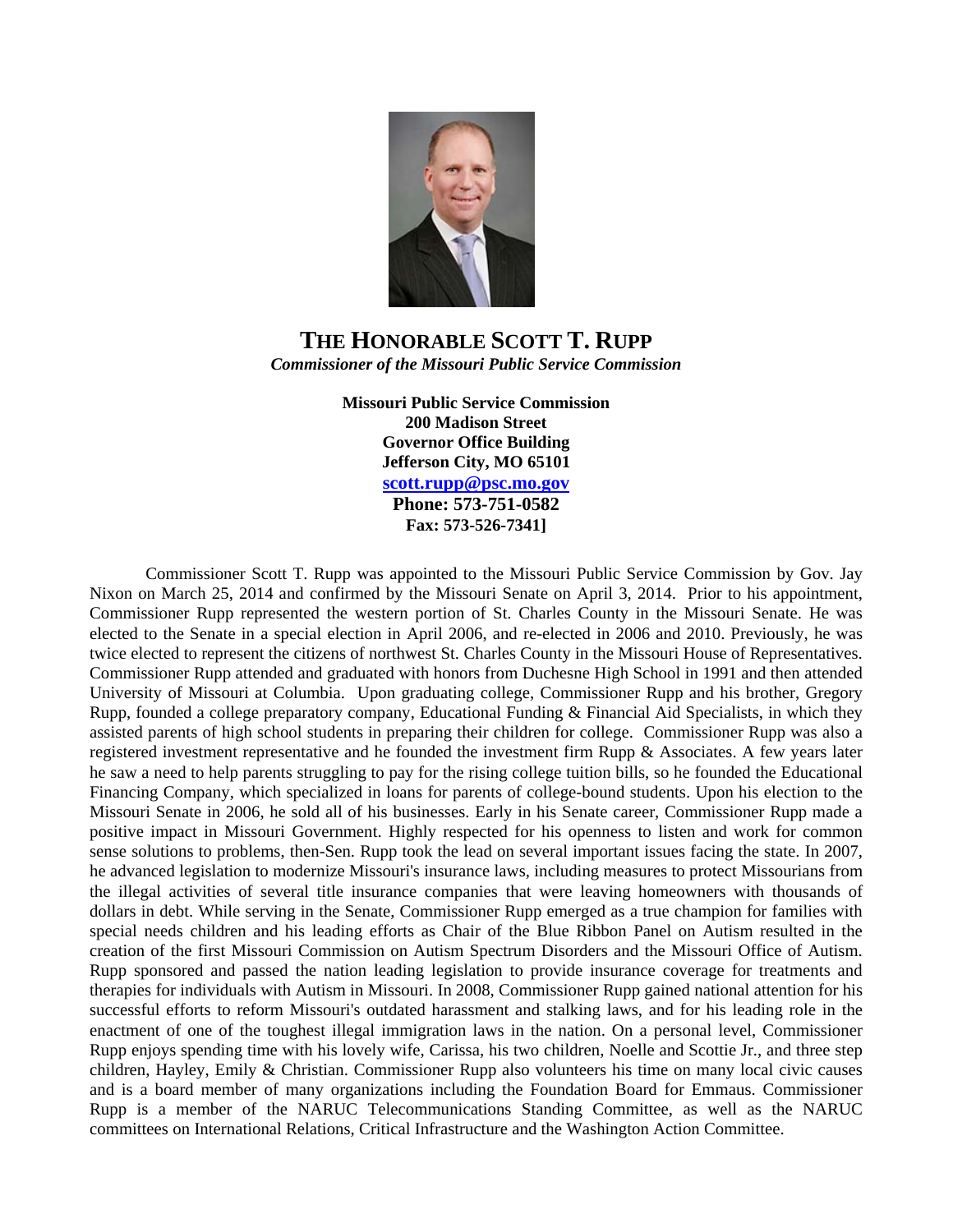# THE HONORABLE SCOTT T. RUPP

***Commissioner of the Missouri Public Service Commission***

**Missouri Public Service Commission**
**200 Madison Street**
**Governor Office Building**
**Jefferson City, MO 65101**
**scott.rupp@psc.mo.gov**
**Phone: 573-751-0582**
**Fax: 573-526-7341]**

Commissioner Scott T. Rupp was appointed to the Missouri Public Service Commission by Gov. Jay Nixon on March 25, 2014 and confirmed by the Missouri Senate on April 3, 2014. Prior to his appointment, Commissioner Rupp represented the western portion of St. Charles County in the Missouri Senate. He was elected to the Senate in a special election in April 2006, and re-elected in 2006 and 2010. Previously, he was twice elected to represent the citizens of northwest St. Charles County in the Missouri House of Representatives. Commissioner Rupp attended and graduated with honors from Duchesne High School in 1991 and then attended University of Missouri at Columbia. Upon graduating college, Commissioner Rupp and his brother, Gregory Rupp, founded a college preparatory company, Educational Funding & Financial Aid Specialists, in which they assisted parents of high school students in preparing their children for college. Commissioner Rupp was also a registered investment representative and he founded the investment firm Rupp & Associates. A few years later he saw a need to help parents struggling to pay for the rising college tuition bills, so he founded the Educational Financing Company, which specialized in loans for parents of college-bound students. Upon his election to the Missouri Senate in 2006, he sold all of his businesses. Early in his Senate career, Commissioner Rupp made a positive impact in Missouri Government. Highly respected for his openness to listen and work for common sense solutions to problems, then-Sen. Rupp took the lead on several important issues facing the state. In 2007, he advanced legislation to modernize Missouri's insurance laws, including measures to protect Missourians from the illegal activities of several title insurance companies that were leaving homeowners with thousands of dollars in debt. While serving in the Senate, Commissioner Rupp emerged as a true champion for families with special needs children and his leading efforts as Chair of the Blue Ribbon Panel on Autism resulted in the creation of the first Missouri Commission on Autism Spectrum Disorders and the Missouri Office of Autism. Rupp sponsored and passed the nation leading legislation to provide insurance coverage for treatments and therapies for individuals with Autism in Missouri. In 2008, Commissioner Rupp gained national attention for his successful efforts to reform Missouri's outdated harassment and stalking laws, and for his leading role in the enactment of one of the toughest illegal immigration laws in the nation. On a personal level, Commissioner Rupp enjoys spending time with his lovely wife, Carissa, his two children, Noelle and Scottie Jr., and three step children, Hayley, Emily & Christian. Commissioner Rupp also volunteers his time on many local civic causes and is a board member of many organizations including the Foundation Board for Emmaus. Commissioner Rupp is a member of the NARUC Telecommunications Standing Committee, as well as the NARUC committees on International Relations, Critical Infrastructure and the Washington Action Committee.